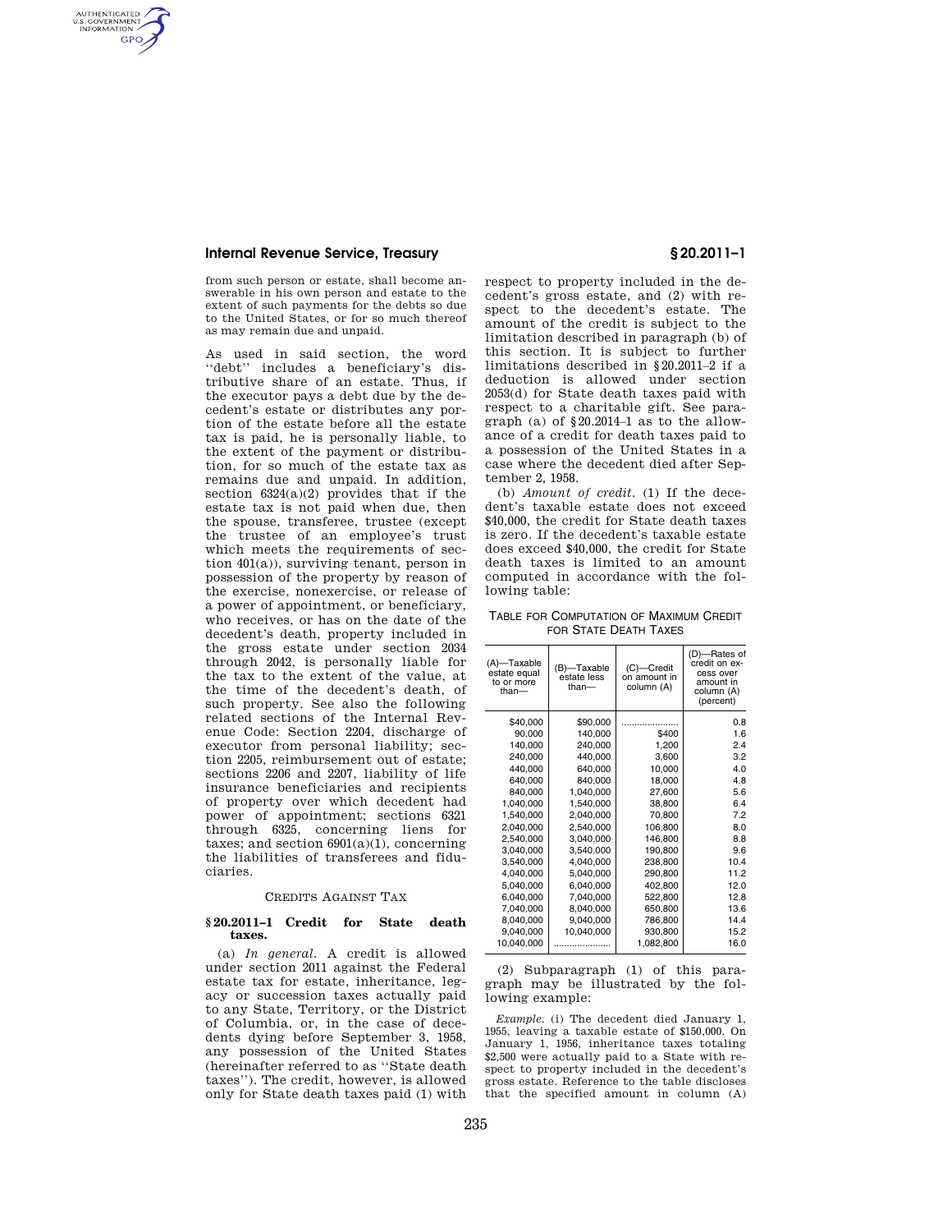from such person or estate, shall become answerable in his own person and estate to the extent of such payments for the debts so due to the United States, or for so much thereof as may remain due and unpaid.

As used in said section, the word ''debt'' includes a beneficiary's distributive share of an estate. Thus, if the executor pays a debt due by the decedent's estate or distributes any portion of the estate before all the estate tax is paid, he is personally liable, to the extent of the payment or distribution, for so much of the estate tax as remains due and unpaid. In addition, section 6324(a)(2) provides that if the estate tax is not paid when due, then the spouse, transferee, trustee (except the trustee of an employee's trust which meets the requirements of section 401(a)), surviving tenant, person in possession of the property by reason of the exercise, nonexercise, or release of a power of appointment, or beneficiary, who receives, or has on the date of the decedent's death, property included in the gross estate under section 2034 through 2042, is personally liable for the tax to the extent of the value, at the time of the decedent's death, of such property. See also the following related sections of the Internal Revenue Code: Section 2204, discharge of executor from personal liability; section 2205, reimbursement out of estate; sections 2206 and 2207, liability of life insurance beneficiaries and recipients of property over which decedent had power of appointment; sections 6321 through 6325, concerning liens for taxes; and section 6901(a)(1), concerning the liabilities of transferees and fiduciaries.

CREDITS AGAINST TAX

## § 20.2011–1 Credit for State death taxes.

(a) *In general.* A credit is allowed under section 2011 against the Federal estate tax for estate, inheritance, legacy or succession taxes actually paid to any State, Territory, or the District of Columbia, or, in the case of decedents dying before September 3, 1958, any possession of the United States (hereinafter referred to as ''State death taxes''). The credit, however, is allowed only for State death taxes paid (1) with respect to property included in the decedent's gross estate, and (2) with respect to the decedent's estate. The amount of the credit is subject to the limitation described in paragraph (b) of this section. It is subject to further limitations described in § 20.2011–2 if a deduction is allowed under section 2053(d) for State death taxes paid with respect to a charitable gift. See paragraph (a) of § 20.2014–1 as to the allowance of a credit for death taxes paid to a possession of the United States in a case where the decedent died after September 2, 1958.

(b) *Amount of credit.* (1) If the decedent's taxable estate does not exceed $40,000, the credit for State death taxes is zero. If the decedent's taxable estate does exceed $40,000, the credit for State death taxes is limited to an amount computed in accordance with the following table:

TABLE FOR COMPUTATION OF MAXIMUM CREDIT FOR STATE DEATH TAXES

| (A)—Taxable estate equal to or more than— | (B)—Taxable estate less than— | (C)—Credit on amount in column (A) | (D)—Rates of credit on excess over amount in column (A) (percent) |
|---|---|---|---|
| $40,000 | $90,000 | ...................... | 0.8 |
| 90,000 | 140,000 | $400 | 1.6 |
| 140,000 | 240,000 | 1,200 | 2.4 |
| 240,000 | 440,000 | 3,600 | 3.2 |
| 440,000 | 640,000 | 10,000 | 4.0 |
| 640,000 | 840,000 | 18,000 | 4.8 |
| 840,000 | 1,040,000 | 27,600 | 5.6 |
| 1,040,000 | 1,540,000 | 38,800 | 6.4 |
| 1,540,000 | 2,040,000 | 70,800 | 7.2 |
| 2,040,000 | 2,540,000 | 106,800 | 8.0 |
| 2,540,000 | 3,040,000 | 146,800 | 8.8 |
| 3,040,000 | 3,540,000 | 190,800 | 9.6 |
| 3,540,000 | 4,040,000 | 238,800 | 10.4 |
| 4,040,000 | 5,040,000 | 290,800 | 11.2 |
| 5,040,000 | 6,040,000 | 402,800 | 12.0 |
| 6,040,000 | 7,040,000 | 522,800 | 12.8 |
| 7,040,000 | 8,040,000 | 650,800 | 13.6 |
| 8,040,000 | 9,040,000 | 786,800 | 14.4 |
| 9,040,000 | 10,040,000 | 930,800 | 15.2 |
| 10,040,000 | ...................... | 1,082,800 | 16.0 |

(2) Subparagraph (1) of this paragraph may be illustrated by the following example:

*Example.* (i) The decedent died January 1, 1955, leaving a taxable estate of $150,000. On January 1, 1956, inheritance taxes totaling $2,500 were actually paid to a State with respect to property included in the decedent's gross estate. Reference to the table discloses that the specified amount in column (A)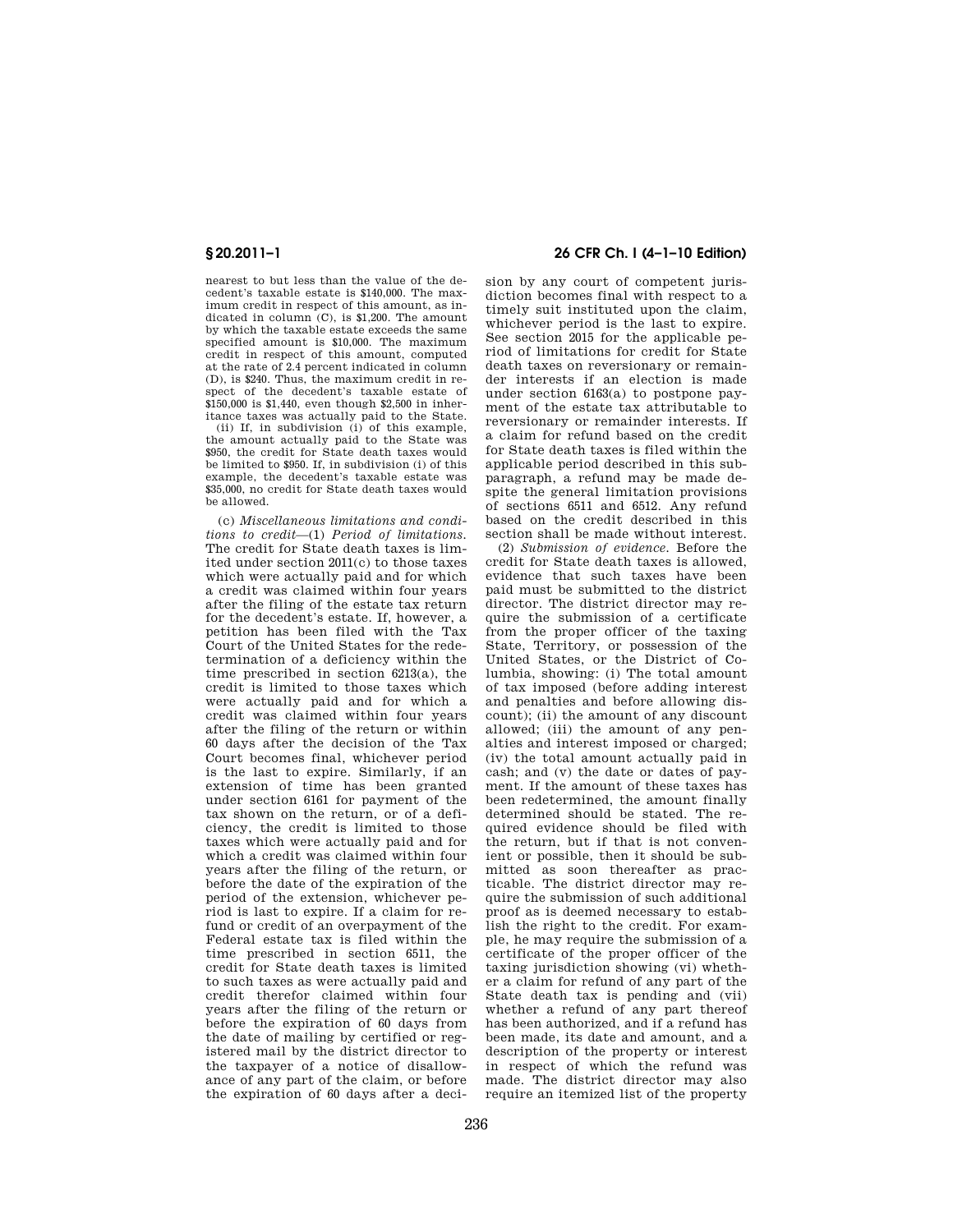nearest to but less than the value of the decedent's taxable estate is $140,000. The maximum credit in respect of this amount, as indicated in column (C), is $1,200. The amount by which the taxable estate exceeds the same specified amount is $10,000. The maximum credit in respect of this amount, computed at the rate of 2.4 percent indicated in column (D), is $240. Thus, the maximum credit in respect of the decedent's taxable estate of $150,000 is $1,440, even though $2,500 in inheritance taxes was actually paid to the State.

(ii) If, in subdivision (i) of this example, the amount actually paid to the State was $950, the credit for State death taxes would be limited to $950. If, in subdivision (i) of this example, the decedent's taxable estate was $35,000, no credit for State death taxes would be allowed.

(c) *Miscellaneous limitations and conditions to credit*—(1) *Period of limitations.* The credit for State death taxes is limited under section 2011(c) to those taxes which were actually paid and for which a credit was claimed within four years after the filing of the estate tax return for the decedent's estate. If, however, a petition has been filed with the Tax Court of the United States for the redetermination of a deficiency within the time prescribed in section 6213(a), the credit is limited to those taxes which were actually paid and for which a credit was claimed within four years after the filing of the return or within 60 days after the decision of the Tax Court becomes final, whichever period is the last to expire. Similarly, if an extension of time has been granted under section 6161 for payment of the tax shown on the return, or of a deficiency, the credit is limited to those taxes which were actually paid and for which a credit was claimed within four years after the filing of the return, or before the date of the expiration of the period of the extension, whichever period is last to expire. If a claim for refund or credit of an overpayment of the Federal estate tax is filed within the time prescribed in section 6511, the credit for State death taxes is limited to such taxes as were actually paid and credit therefor claimed within four years after the filing of the return or before the expiration of 60 days from the date of mailing by certified or registered mail by the district director to the taxpayer of a notice of disallowance of any part of the claim, or before the expiration of 60 days after a decision by any court of competent jurisdiction becomes final with respect to a timely suit instituted upon the claim, whichever period is the last to expire. See section 2015 for the applicable period of limitations for credit for State death taxes on reversionary or remainder interests if an election is made under section 6163(a) to postpone payment of the estate tax attributable to reversionary or remainder interests. If a claim for refund based on the credit for State death taxes is filed within the applicable period described in this subparagraph, a refund may be made despite the general limitation provisions of sections 6511 and 6512. Any refund based on the credit described in this section shall be made without interest.

(2) *Submission of evidence.* Before the credit for State death taxes is allowed, evidence that such taxes have been paid must be submitted to the district director. The district director may require the submission of a certificate from the proper officer of the taxing State, Territory, or possession of the United States, or the District of Columbia, showing: (i) The total amount of tax imposed (before adding interest and penalties and before allowing discount); (ii) the amount of any discount allowed; (iii) the amount of any penalties and interest imposed or charged; (iv) the total amount actually paid in cash; and (v) the date or dates of payment. If the amount of these taxes has been redetermined, the amount finally determined should be stated. The required evidence should be filed with the return, but if that is not convenient or possible, then it should be submitted as soon thereafter as practicable. The district director may require the submission of such additional proof as is deemed necessary to establish the right to the credit. For example, he may require the submission of a certificate of the proper officer of the taxing jurisdiction showing (vi) whether a claim for refund of any part of the State death tax is pending and (vii) whether a refund of any part thereof has been authorized, and if a refund has been made, its date and amount, and a description of the property or interest in respect of which the refund was made. The district director may also require an itemized list of the property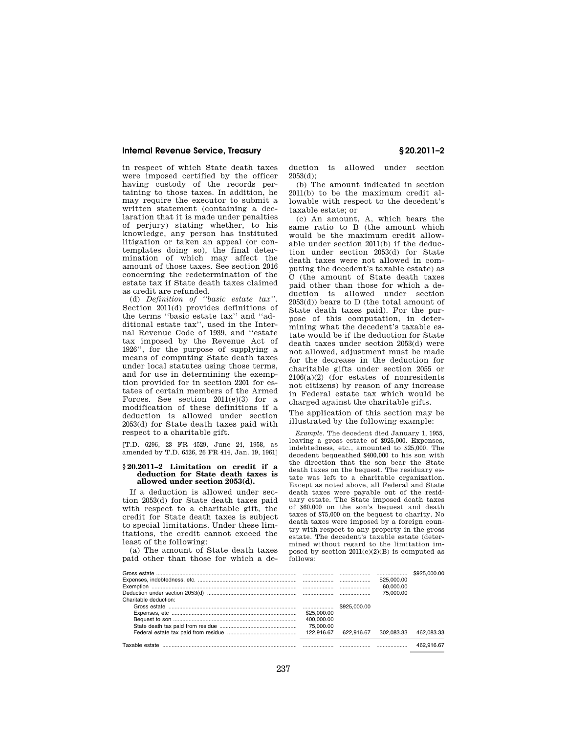in respect of which State death taxes were imposed certified by the officer having custody of the records pertaining to those taxes. In addition, he may require the executor to submit a written statement (containing a declaration that it is made under penalties of perjury) stating whether, to his knowledge, any person has instituted litigation or taken an appeal (or contemplates doing so), the final determination of which may affect the amount of those taxes. See section 2016 concerning the redetermination of the estate tax if State death taxes claimed as credit are refunded.

(d) *Definition of ''basic estate tax''.* Section 2011(d) provides definitions of the terms ''basic estate tax'' and ''additional estate tax'', used in the Internal Revenue Code of 1939, and ''estate tax imposed by the Revenue Act of 1926'', for the purpose of supplying a means of computing State death taxes under local statutes using those terms, and for use in determining the exemption provided for in section 2201 for estates of certain members of the Armed Forces. See section 2011(e)(3) for a modification of these definitions if a deduction is allowed under section 2053(d) for State death taxes paid with respect to a charitable gift.

[T.D. 6296, 23 FR 4529, June 24, 1958, as amended by T.D. 6526, 26 FR 414, Jan. 19, 1961]

### § 20.2011–2 Limitation on credit if a deduction for State death taxes is allowed under section 2053(d).

If a deduction is allowed under section 2053(d) for State death taxes paid with respect to a charitable gift, the credit for State death taxes is subject to special limitations. Under these limitations, the credit cannot exceed the least of the following:

(a) The amount of State death taxes paid other than those for which a deduction is allowed under section 2053(d);

(b) The amount indicated in section 2011(b) to be the maximum credit allowable with respect to the decedent's taxable estate; or

(c) An amount, A, which bears the same ratio to B (the amount which would be the maximum credit allowable under section 2011(b) if the deduction under section 2053(d) for State death taxes were not allowed in computing the decedent's taxable estate) as C (the amount of State death taxes paid other than those for which a deduction is allowed under section 2053(d)) bears to D (the total amount of State death taxes paid). For the purpose of this computation, in determining what the decedent's taxable estate would be if the deduction for State death taxes under section 2053(d) were not allowed, adjustment must be made for the decrease in the deduction for charitable gifts under section 2055 or 2106(a)(2) (for estates of nonresidents not citizens) by reason of any increase in Federal estate tax which would be charged against the charitable gifts.

The application of this section may be illustrated by the following example:

*Example.* The decedent died January 1, 1955, leaving a gross estate of $925,000. Expenses, indebtedness, etc., amounted to $25,000. The decedent bequeathed $400,000 to his son with the direction that the son bear the State death taxes on the bequest. The residuary estate was left to a charitable organization. Except as noted above, all Federal and State death taxes were payable out of the residuary estate. The State imposed death taxes of $60,000 on the son's bequest and death taxes of $75,000 on the bequest to charity. No death taxes were imposed by a foreign country with respect to any property in the gross estate. The decedent's taxable estate (determined without regard to the limitation imposed by section 2011(e)(2)(B) is computed as follows:

| | | | | |
|---|---|---|---|---|
| Gross estate | | | | $925,000.00 |
| Expenses, indebtedness, etc. | | | $25,000.00 | |
| Exemption | | | 60,000.00 | |
| Deduction under section 2053(d) | | | 75,000.00 | |
| Charitable deduction: | | | | |
| Gross estate | | $925,000.00 | | |
| Expenses, etc | $25,000.00 | | | |
| Bequest to son | 400,000.00 | | | |
| State death tax paid from residue | 75,000.00 | | | |
| Federal estate tax paid from residue | 122,916.67 | 622,916.67 | 302,083.33 | 462,083.33 |
| Taxable estate | | | | 462,916.67 |